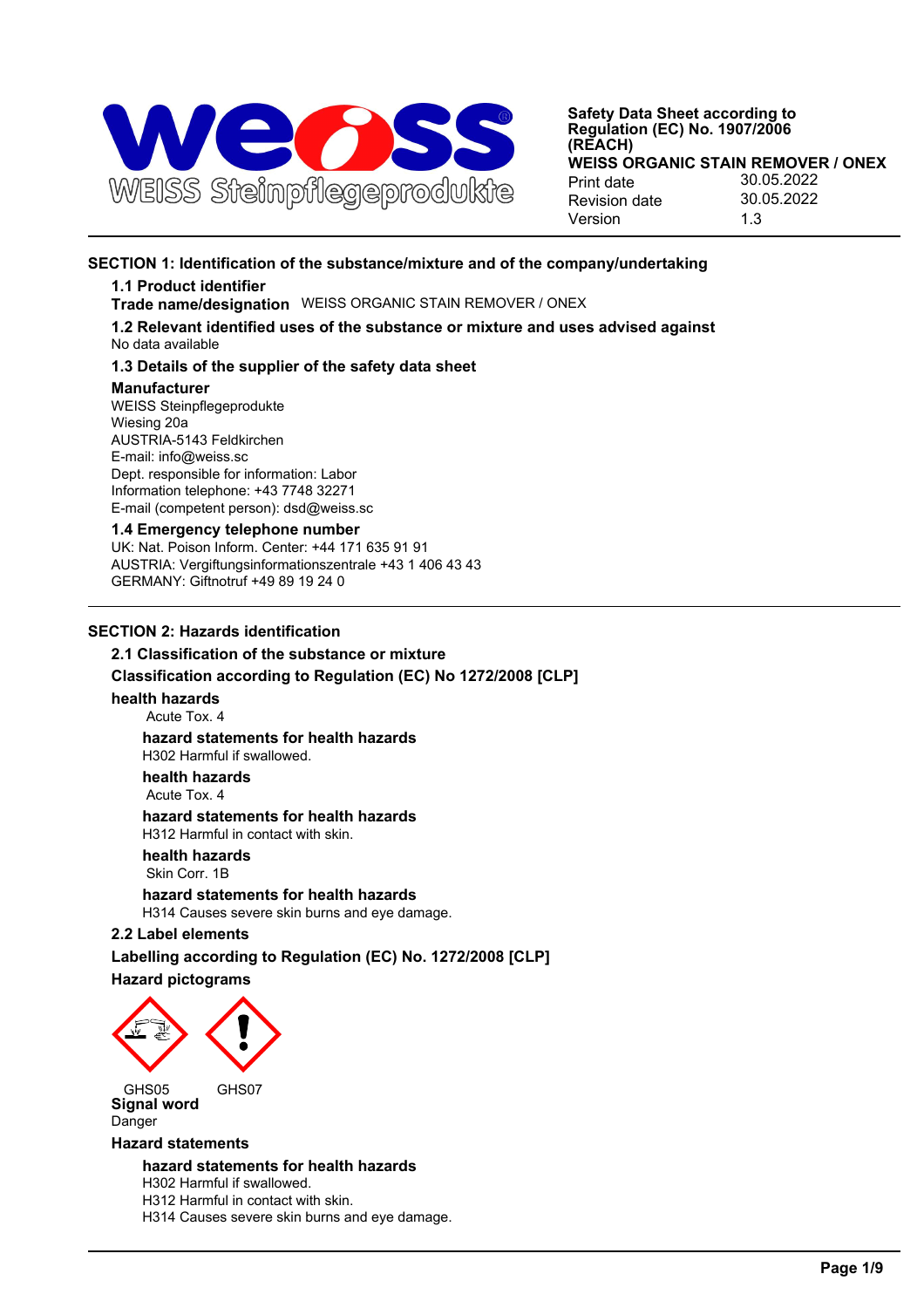Safety Data Sheet according to Regulation (EC) No. 1907/2006 (REACH)
**WEISS ORGANIC STAIN REMOVER / ONEX**

Print date 30.05.2022
Revision date 30.05.2022
Version 1.3

## SECTION 1: Identification of the substance/mixture and of the company/undertaking

### 1.1 Product identifier

**Trade name/designation** WEISS ORGANIC STAIN REMOVER / ONEX

### 1.2 Relevant identified uses of the substance or mixture and uses advised against

No data available

### 1.3 Details of the supplier of the safety data sheet

**Manufacturer**

WEISS Steinpflegeprodukte
Wiesing 20a
AUSTRIA-5143 Feldkirchen
E-mail: info@weiss.sc
Dept. responsible for information: Labor
Information telephone: +43 7748 32271
E-mail (competent person): dsd@weiss.sc

### 1.4 Emergency telephone number

UK: Nat. Poison Inform. Center: +44 171 635 91 91
AUSTRIA: Vergiftungsinformationszentrale +43 1 406 43 43
GERMANY: Giftnotruf +49 89 19 24 0

## SECTION 2: Hazards identification

### 2.1 Classification of the substance or mixture

**Classification according to Regulation (EC) No 1272/2008 [CLP]**

**health hazards**

Acute Tox. 4

**hazard statements for health hazards**

H302 Harmful if swallowed.

**health hazards**

Acute Tox. 4

**hazard statements for health hazards**

H312 Harmful in contact with skin.

**health hazards**

Skin Corr. 1B

**hazard statements for health hazards**

H314 Causes severe skin burns and eye damage.

### 2.2 Label elements

**Labelling according to Regulation (EC) No. 1272/2008 [CLP]**

**Hazard pictograms**

GHS05 GHS07

**Signal word**

Danger

**Hazard statements**

**hazard statements for health hazards**

H302 Harmful if swallowed.
H312 Harmful in contact with skin.
H314 Causes severe skin burns and eye damage.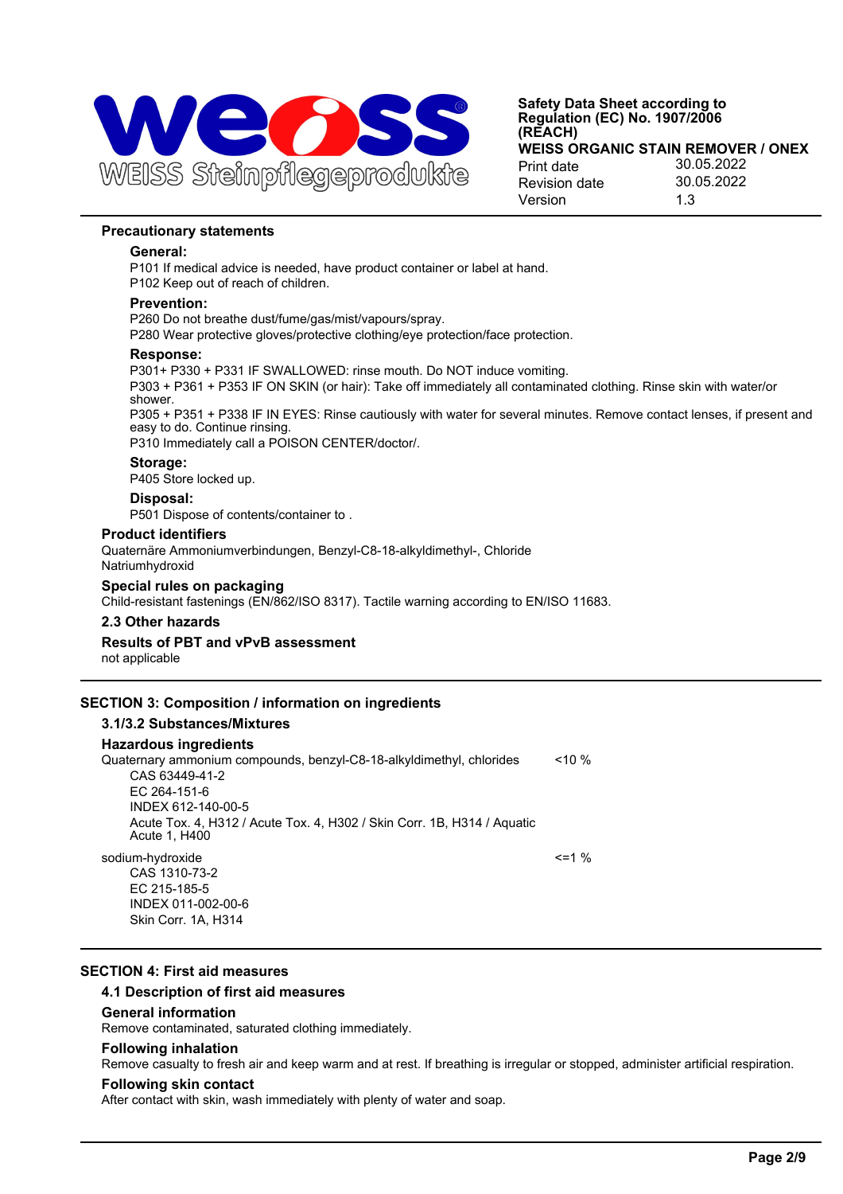### Precautionary statements

**General:**

P101 If medical advice is needed, have product container or label at hand.
P102 Keep out of reach of children.

**Prevention:**

P260 Do not breathe dust/fume/gas/mist/vapours/spray.
P280 Wear protective gloves/protective clothing/eye protection/face protection.

**Response:**

P301+ P330 + P331 IF SWALLOWED: rinse mouth. Do NOT induce vomiting.
P303 + P361 + P353 IF ON SKIN (or hair): Take off immediately all contaminated clothing. Rinse skin with water/or shower.
P305 + P351 + P338 IF IN EYES: Rinse cautiously with water for several minutes. Remove contact lenses, if present and easy to do. Continue rinsing.
P310 Immediately call a POISON CENTER/doctor/.

**Storage:**

P405 Store locked up.

**Disposal:**

P501 Dispose of contents/container to .

### Product identifiers

Quaternäre Ammoniumverbindungen, Benzyl-C8-18-alkyldimethyl-, Chloride
Natriumhydroxid

### Special rules on packaging

Child-resistant fastenings (EN/862/ISO 8317). Tactile warning according to EN/ISO 11683.

### 2.3 Other hazards

### Results of PBT and vPvB assessment

not applicable

## SECTION 3: Composition / information on ingredients

### 3.1/3.2 Substances/Mixtures

### Hazardous ingredients

Quaternary ammonium compounds, benzyl-C8-18-alkyldimethyl, chlorides — <10 %
CAS 63449-41-2
EC 264-151-6
INDEX 612-140-00-5
Acute Tox. 4, H312 / Acute Tox. 4, H302 / Skin Corr. 1B, H314 / Aquatic Acute 1, H400

sodium-hydroxide — <=1 %
CAS 1310-73-2
EC 215-185-5
INDEX 011-002-00-6
Skin Corr. 1A, H314

## SECTION 4: First aid measures

### 4.1 Description of first aid measures

### General information

Remove contaminated, saturated clothing immediately.

### Following inhalation

Remove casualty to fresh air and keep warm and at rest. If breathing is irregular or stopped, administer artificial respiration.

### Following skin contact

After contact with skin, wash immediately with plenty of water and soap.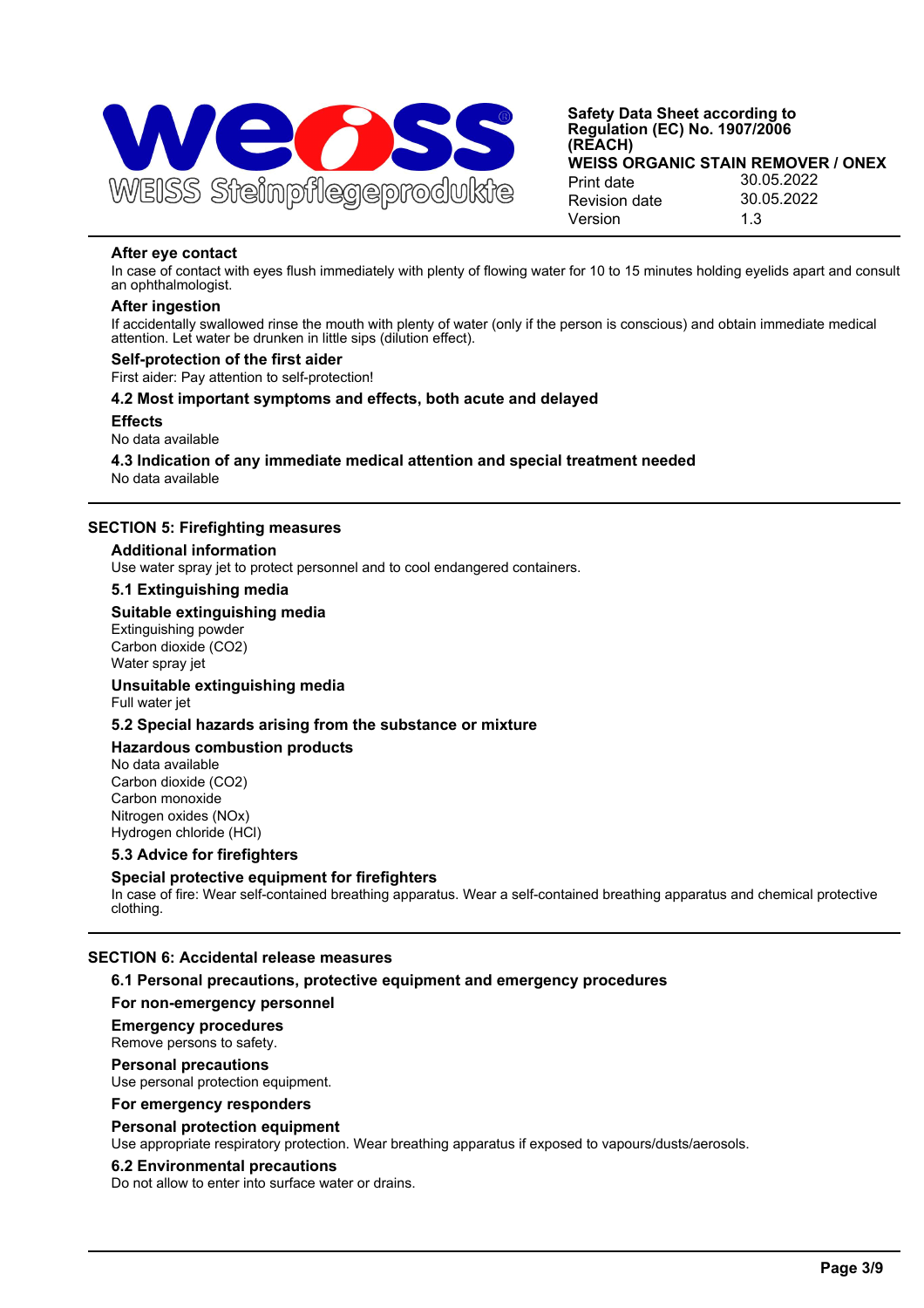### After eye contact

In case of contact with eyes flush immediately with plenty of flowing water for 10 to 15 minutes holding eyelids apart and consult an ophthalmologist.

### After ingestion

If accidentally swallowed rinse the mouth with plenty of water (only if the person is conscious) and obtain immediate medical attention. Let water be drunken in little sips (dilution effect).

### Self-protection of the first aider

First aider: Pay attention to self-protection!

### 4.2 Most important symptoms and effects, both acute and delayed

### Effects

No data available

### 4.3 Indication of any immediate medical attention and special treatment needed

No data available

## SECTION 5: Firefighting measures

### Additional information

Use water spray jet to protect personnel and to cool endangered containers.

### 5.1 Extinguishing media

### Suitable extinguishing media

Extinguishing powder
Carbon dioxide ($CO_2$)
Water spray jet

### Unsuitable extinguishing media

Full water jet

### 5.2 Special hazards arising from the substance or mixture

### Hazardous combustion products

No data available
Carbon dioxide ($CO_2$)
Carbon monoxide
Nitrogen oxides ($NO_x$)
Hydrogen chloride (HCl)

### 5.3 Advice for firefighters

### Special protective equipment for firefighters

In case of fire: Wear self-contained breathing apparatus. Wear a self-contained breathing apparatus and chemical protective clothing.

## SECTION 6: Accidental release measures

### 6.1 Personal precautions, protective equipment and emergency procedures

### For non-emergency personnel

### Emergency procedures

Remove persons to safety.

### Personal precautions

Use personal protection equipment.

### For emergency responders

### Personal protection equipment

Use appropriate respiratory protection. Wear breathing apparatus if exposed to vapours/dusts/aerosols.

### 6.2 Environmental precautions

Do not allow to enter into surface water or drains.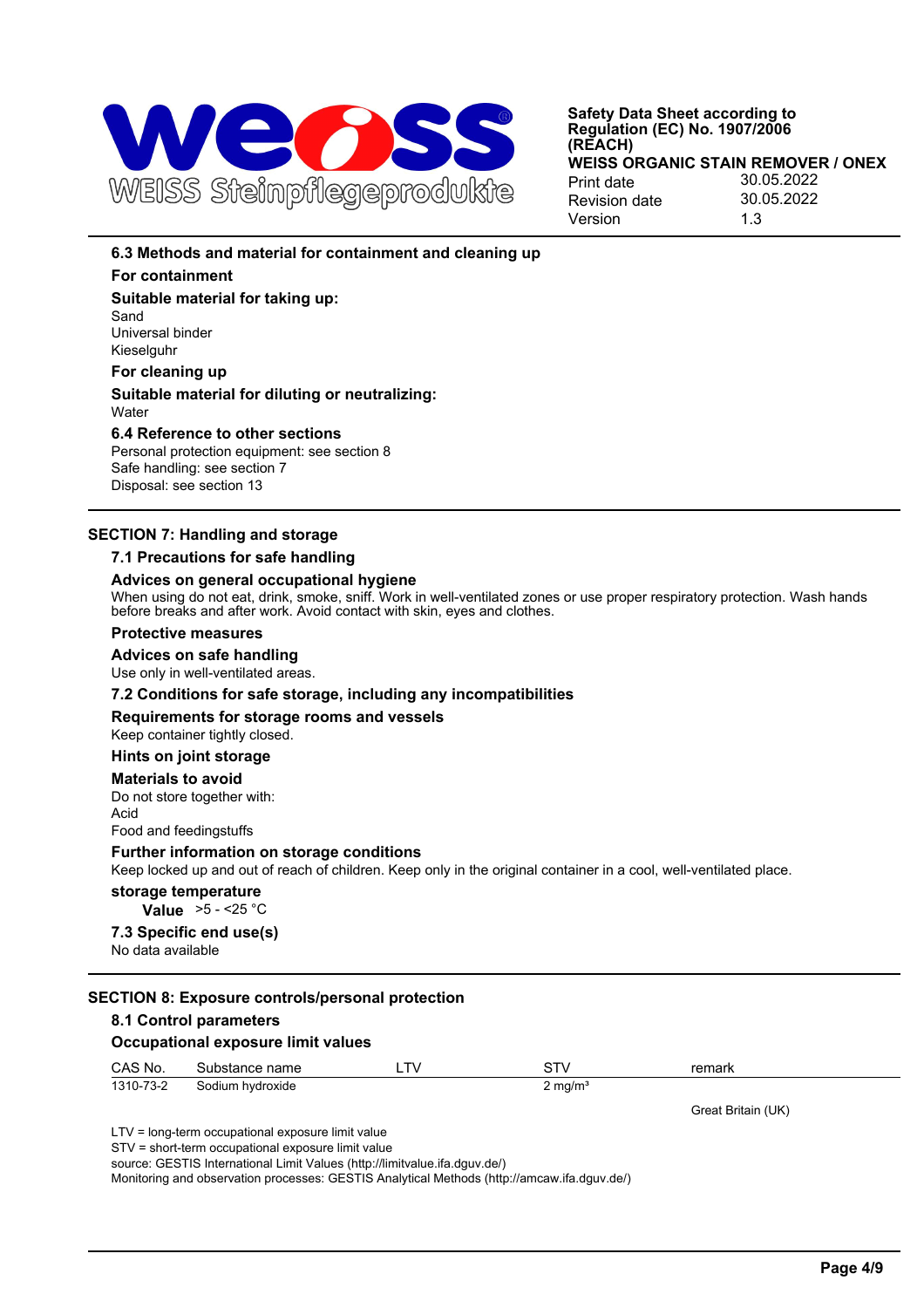### 6.3 Methods and material for containment and cleaning up

**For containment**

**Suitable material for taking up:**

Sand
Universal binder
Kieselguhr

**For cleaning up**

**Suitable material for diluting or neutralizing:**

Water

### 6.4 Reference to other sections

Personal protection equipment: see section 8
Safe handling: see section 7
Disposal: see section 13

## SECTION 7: Handling and storage

### 7.1 Precautions for safe handling

**Advices on general occupational hygiene**

When using do not eat, drink, smoke, sniff. Work in well-ventilated zones or use proper respiratory protection. Wash hands before breaks and after work. Avoid contact with skin, eyes and clothes.

**Protective measures**

**Advices on safe handling**

Use only in well-ventilated areas.

### 7.2 Conditions for safe storage, including any incompatibilities

**Requirements for storage rooms and vessels**

Keep container tightly closed.

**Hints on joint storage**

**Materials to avoid**

Do not store together with:
Acid
Food and feedingstuffs

**Further information on storage conditions**

Keep locked up and out of reach of children. Keep only in the original container in a cool, well-ventilated place.

**storage temperature**

**Value** >5 - <25 °C

### 7.3 Specific end use(s)

No data available

## SECTION 8: Exposure controls/personal protection

### 8.1 Control parameters

**Occupational exposure limit values**

| CAS No. | Substance name | LTV | STV | remark |
|---|---|---|---|---|
| 1310-73-2 | Sodium hydroxide | | 2 mg/m³ | Great Britain (UK) |

LTV = long-term occupational exposure limit value
STV = short-term occupational exposure limit value
source: GESTIS International Limit Values (http://limitvalue.ifa.dguv.de/)
Monitoring and observation processes: GESTIS Analytical Methods (http://amcaw.ifa.dguv.de/)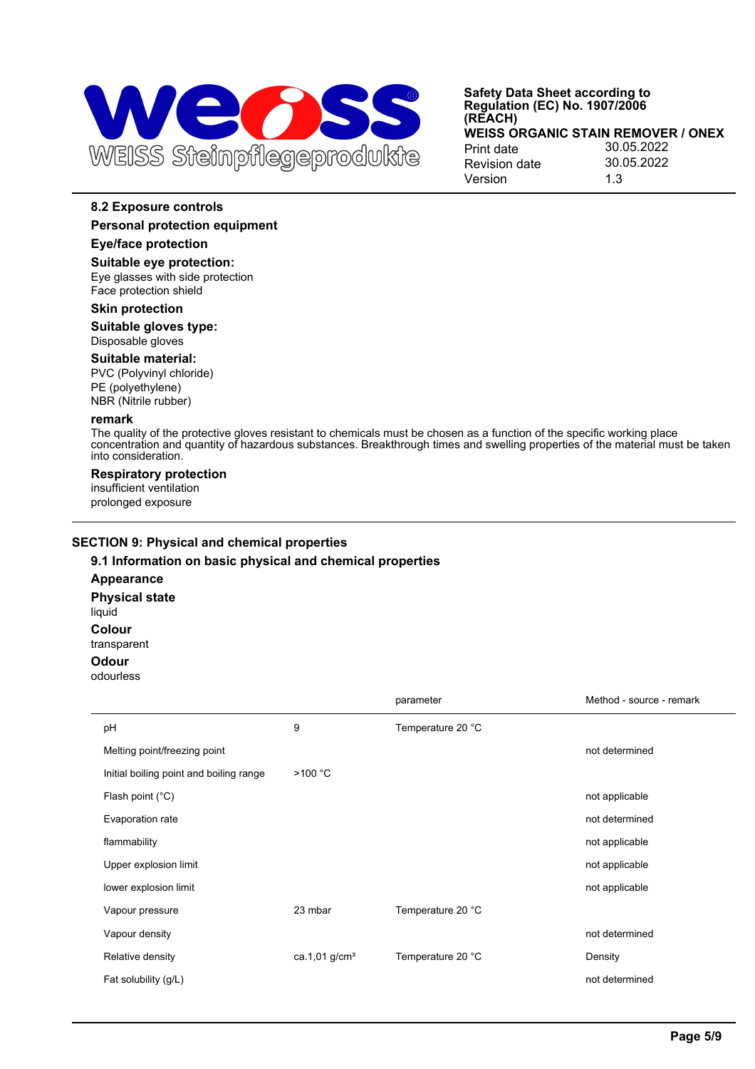### 8.2 Exposure controls

#### Personal protection equipment

#### Eye/face protection

**Suitable eye protection:**
Eye glasses with side protection
Face protection shield

#### Skin protection

**Suitable gloves type:**
Disposable gloves

**Suitable material:**
PVC (Polyvinyl chloride)
PE (polyethylene)
NBR (Nitrile rubber)

**remark**
The quality of the protective gloves resistant to chemicals must be chosen as a function of the specific working place concentration and quantity of hazardous substances. Breakthrough times and swelling properties of the material must be taken into consideration.

#### Respiratory protection

insufficient ventilation
prolonged exposure

## SECTION 9: Physical and chemical properties

### 9.1 Information on basic physical and chemical properties

#### Appearance

**Physical state**
liquid

**Colour**
transparent

**Odour**
odourless

| | | parameter | Method - source - remark |
|---|---|---|---|
| pH | 9 | Temperature 20 °C | |
| Melting point/freezing point | | | not determined |
| Initial boiling point and boiling range | >100 °C | | |
| Flash point (°C) | | | not applicable |
| Evaporation rate | | | not determined |
| flammability | | | not applicable |
| Upper explosion limit | | | not applicable |
| lower explosion limit | | | not applicable |
| Vapour pressure | 23 mbar | Temperature 20 °C | |
| Vapour density | | | not determined |
| Relative density | ca.1,01 g/cm³ | Temperature 20 °C | Density |
| Fat solubility (g/L) | | | not determined |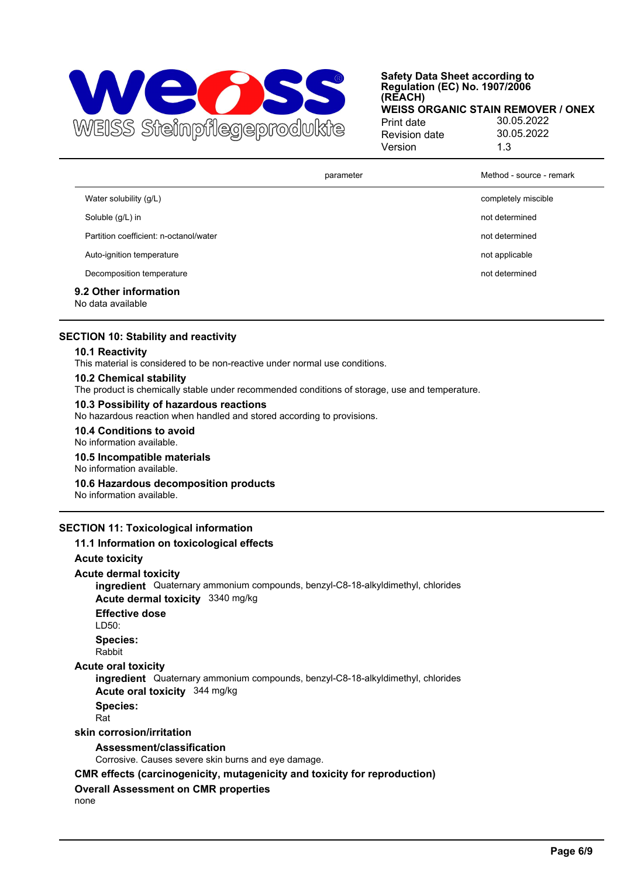| parameter | Method - source - remark |
|---|---|
| Water solubility (g/L) | completely miscible |
| Soluble (g/L) in | not determined |
| Partition coefficient: n-octanol/water | not determined |
| Auto-ignition temperature | not applicable |
| Decomposition temperature | not determined |

### 9.2 Other information

No data available

## SECTION 10: Stability and reactivity

### 10.1 Reactivity

This material is considered to be non-reactive under normal use conditions.

### 10.2 Chemical stability

The product is chemically stable under recommended conditions of storage, use and temperature.

### 10.3 Possibility of hazardous reactions

No hazardous reaction when handled and stored according to provisions.

### 10.4 Conditions to avoid

No information available.

### 10.5 Incompatible materials

No information available.

### 10.6 Hazardous decomposition products

No information available.

## SECTION 11: Toxicological information

### 11.1 Information on toxicological effects

**Acute toxicity**

**Acute dermal toxicity**

**ingredient** Quaternary ammonium compounds, benzyl-C8-18-alkyldimethyl, chlorides

**Acute dermal toxicity** 3340 mg/kg

**Effective dose**

LD50:

**Species:**

Rabbit

**Acute oral toxicity**

**ingredient** Quaternary ammonium compounds, benzyl-C8-18-alkyldimethyl, chlorides

**Acute oral toxicity** 344 mg/kg

**Species:**

Rat

**skin corrosion/irritation**

**Assessment/classification**

Corrosive. Causes severe skin burns and eye damage.

**CMR effects (carcinogenicity, mutagenicity and toxicity for reproduction)**

**Overall Assessment on CMR properties**

none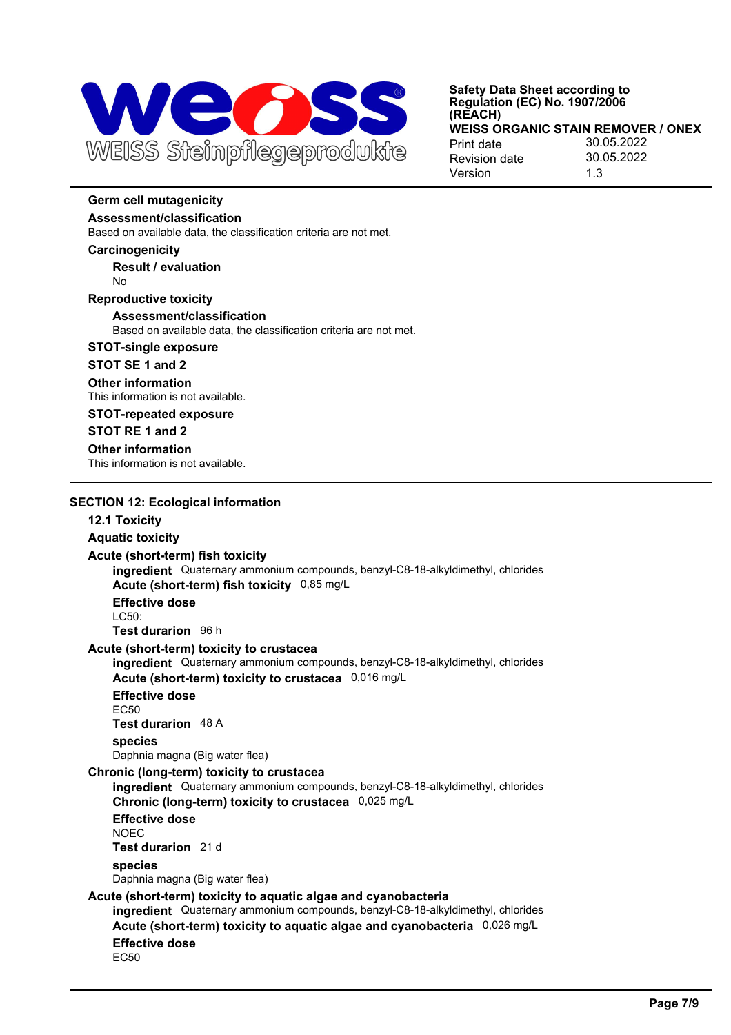**Germ cell mutagenicity**

**Assessment/classification**

Based on available data, the classification criteria are not met.

**Carcinogenicity**

**Result / evaluation**

No

**Reproductive toxicity**

**Assessment/classification**

Based on available data, the classification criteria are not met.

**STOT-single exposure**

**STOT SE 1 and 2**

**Other information**

This information is not available.

**STOT-repeated exposure**

**STOT RE 1 and 2**

**Other information**

This information is not available.

## SECTION 12: Ecological information

### 12.1 Toxicity

**Aquatic toxicity**

**Acute (short-term) fish toxicity**

**ingredient** Quaternary ammonium compounds, benzyl-C8-18-alkyldimethyl, chlorides

**Acute (short-term) fish toxicity** 0,85 mg/L

**Effective dose**

LC50:

**Test durarion** 96 h

**Acute (short-term) toxicity to crustacea**

**ingredient** Quaternary ammonium compounds, benzyl-C8-18-alkyldimethyl, chlorides

**Acute (short-term) toxicity to crustacea** 0,016 mg/L

**Effective dose**

EC50

**Test durarion** 48 A

**species**

Daphnia magna (Big water flea)

**Chronic (long-term) toxicity to crustacea**

**ingredient** Quaternary ammonium compounds, benzyl-C8-18-alkyldimethyl, chlorides

**Chronic (long-term) toxicity to crustacea** 0,025 mg/L

**Effective dose**

NOEC

**Test durarion** 21 d

**species**

Daphnia magna (Big water flea)

**Acute (short-term) toxicity to aquatic algae and cyanobacteria**

**ingredient** Quaternary ammonium compounds, benzyl-C8-18-alkyldimethyl, chlorides

**Acute (short-term) toxicity to aquatic algae and cyanobacteria** 0,026 mg/L

**Effective dose**

EC50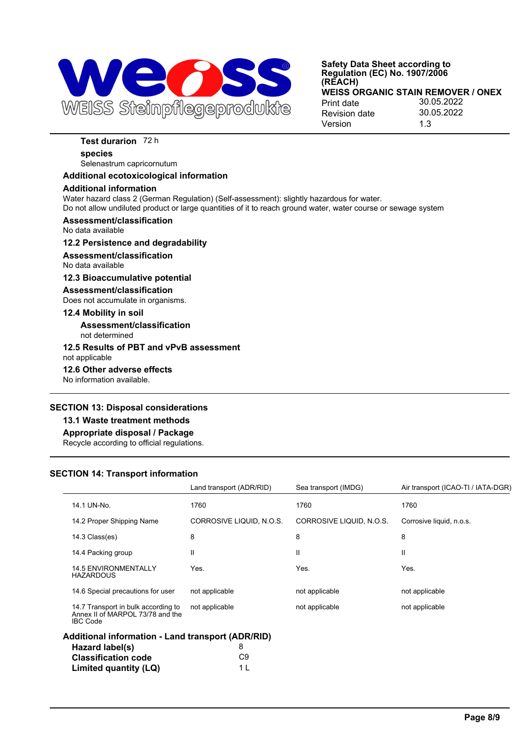**Test durarion** 72 h

**species**
Selenastrum capricornutum

**Additional ecotoxicological information**

**Additional information**
Water hazard class 2 (German Regulation) (Self-assessment): slightly hazardous for water.
Do not allow undiluted product or large quantities of it to reach ground water, water course or sewage system

**Assessment/classification**
No data available

### 12.2 Persistence and degradability

**Assessment/classification**
No data available

### 12.3 Bioaccumulative potential

**Assessment/classification**
Does not accumulate in organisms.

### 12.4 Mobility in soil

**Assessment/classification**
not determined

### 12.5 Results of PBT and vPvB assessment

not applicable

### 12.6 Other adverse effects

No information available.

## SECTION 13: Disposal considerations

### 13.1 Waste treatment methods

**Appropriate disposal / Package**
Recycle according to official regulations.

## SECTION 14: Transport information

| | Land transport (ADR/RID) | Sea transport (IMDG) | Air transport (ICAO-TI / IATA-DGR) |
|---|---|---|---|
| 14.1 UN-No. | 1760 | 1760 | 1760 |
| 14.2 Proper Shipping Name | CORROSIVE LIQUID, N.O.S. | CORROSIVE LIQUID, N.O.S. | Corrosive liquid, n.o.s. |
| 14.3 Class(es) | 8 | 8 | 8 |
| 14.4 Packing group | II | II | II |
| 14.5 ENVIRONMENTALLY HAZARDOUS | Yes. | Yes. | Yes. |
| 14.6 Special precautions for user | not applicable | not applicable | not applicable |
| 14.7 Transport in bulk according to Annex II of MARPOL 73/78 and the IBC Code | not applicable | not applicable | not applicable |

**Additional information - Land transport (ADR/RID)**

| | |
|---|---|
| **Hazard label(s)** | 8 |
| **Classification code** | C9 |
| **Limited quantity (LQ)** | 1 L |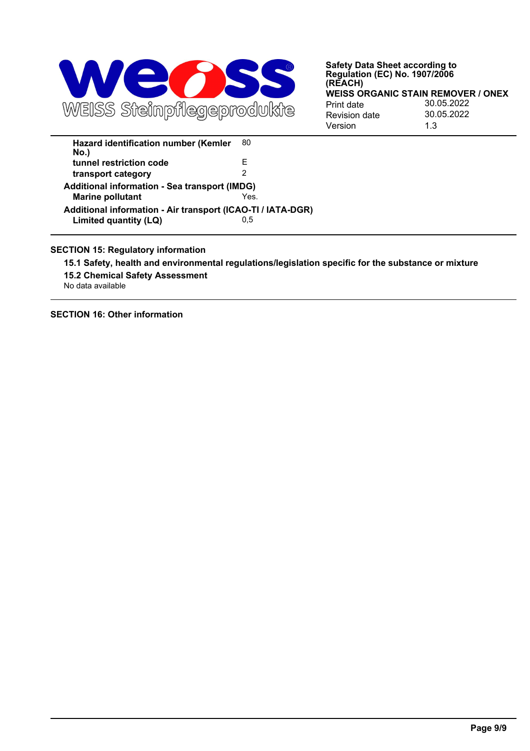| | |
|---|---|
| **Hazard identification number (Kemler No.)** | 80 |
| **tunnel restriction code** | E |
| **transport category** | 2 |

**Additional information - Sea transport (IMDG)**

| | |
|---|---|
| **Marine pollutant** | Yes. |

**Additional information - Air transport (ICAO-TI / IATA-DGR)**

| | |
|---|---|
| **Limited quantity (LQ)** | 0,5 |

## SECTION 15: Regulatory information

### 15.1 Safety, health and environmental regulations/legislation specific for the substance or mixture

### 15.2 Chemical Safety Assessment

No data available

## SECTION 16: Other information